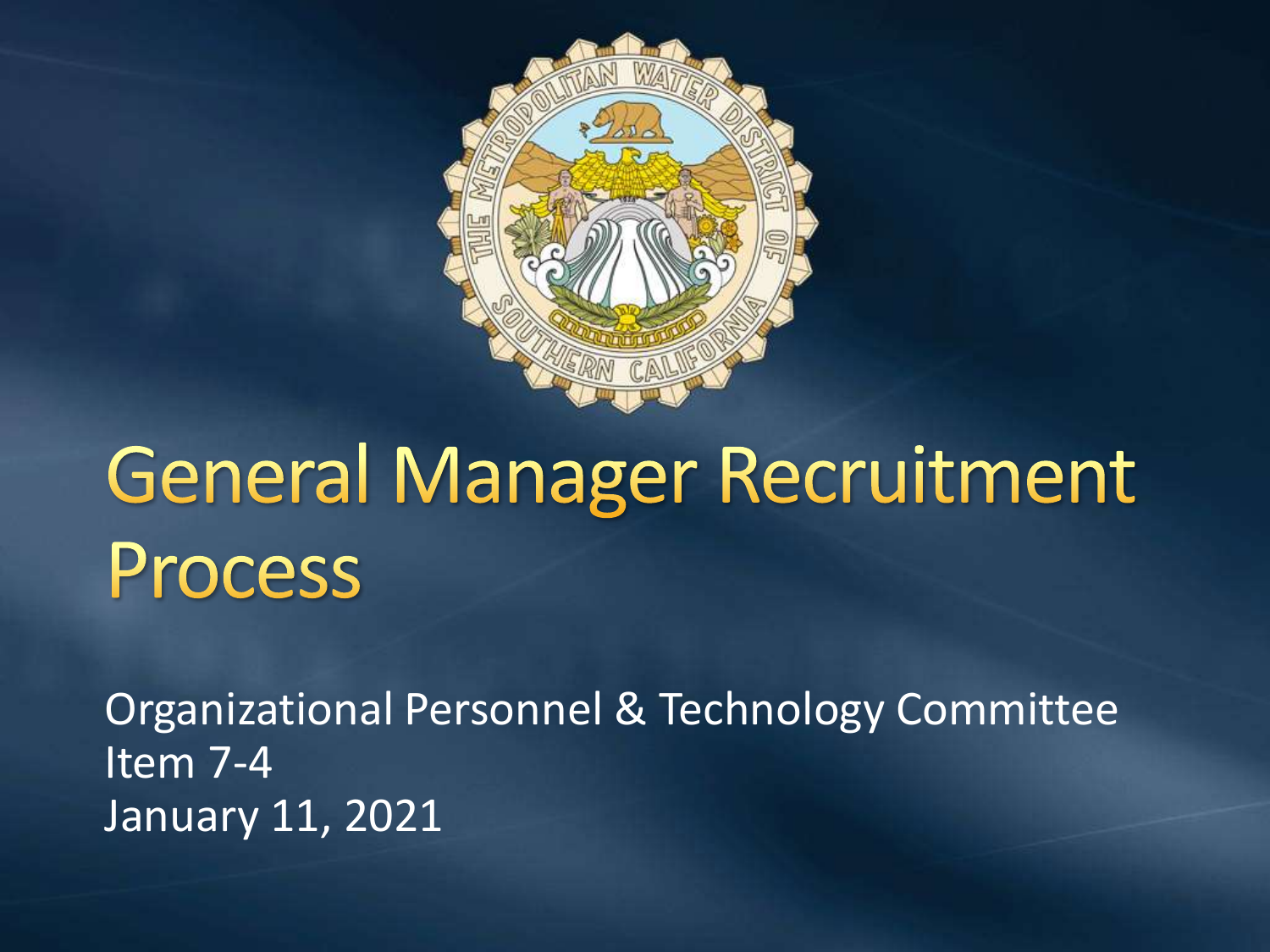# General Manager Recruitment Process

Organizational Personnel & Technology Committee
Item 7-4
January 11, 2021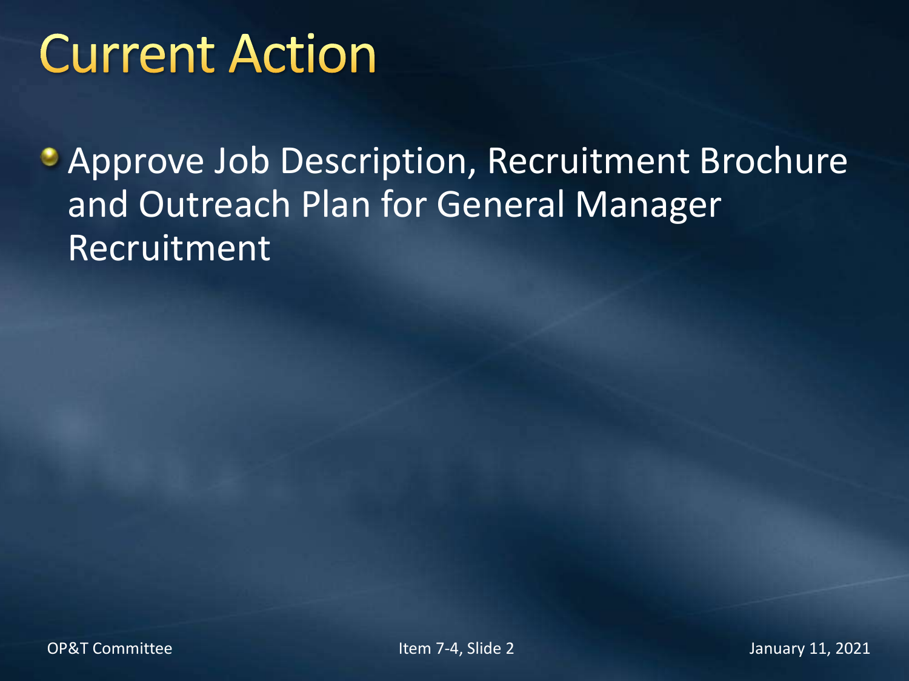# Current Action

- Approve Job Description, Recruitment Brochure and Outreach Plan for General Manager Recruitment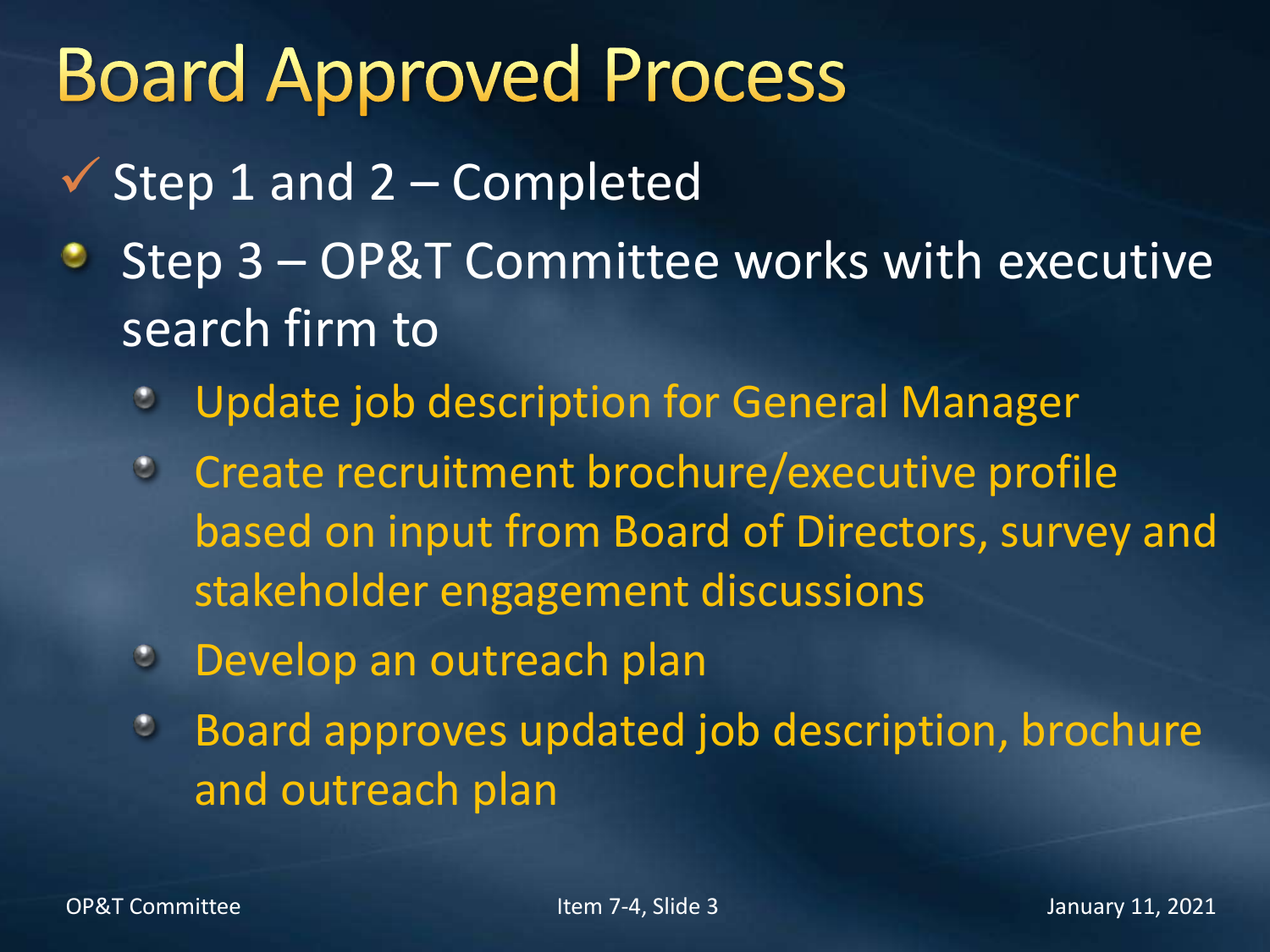# Board Approved Process

- ✓ Step 1 and 2 – Completed
- Step 3 – OP&T Committee works with executive search firm to
  - Update job description for General Manager
  - Create recruitment brochure/executive profile based on input from Board of Directors, survey and stakeholder engagement discussions
  - Develop an outreach plan
  - Board approves updated job description, brochure and outreach plan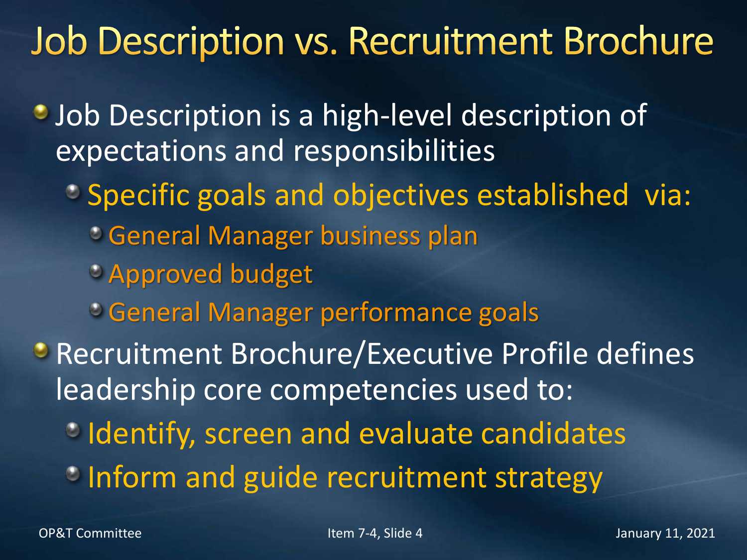# Job Description vs. Recruitment Brochure

- Job Description is a high-level description of expectations and responsibilities
  - Specific goals and objectives established via:
    - General Manager business plan
    - Approved budget
    - General Manager performance goals
- Recruitment Brochure/Executive Profile defines leadership core competencies used to:
  - Identify, screen and evaluate candidates
  - Inform and guide recruitment strategy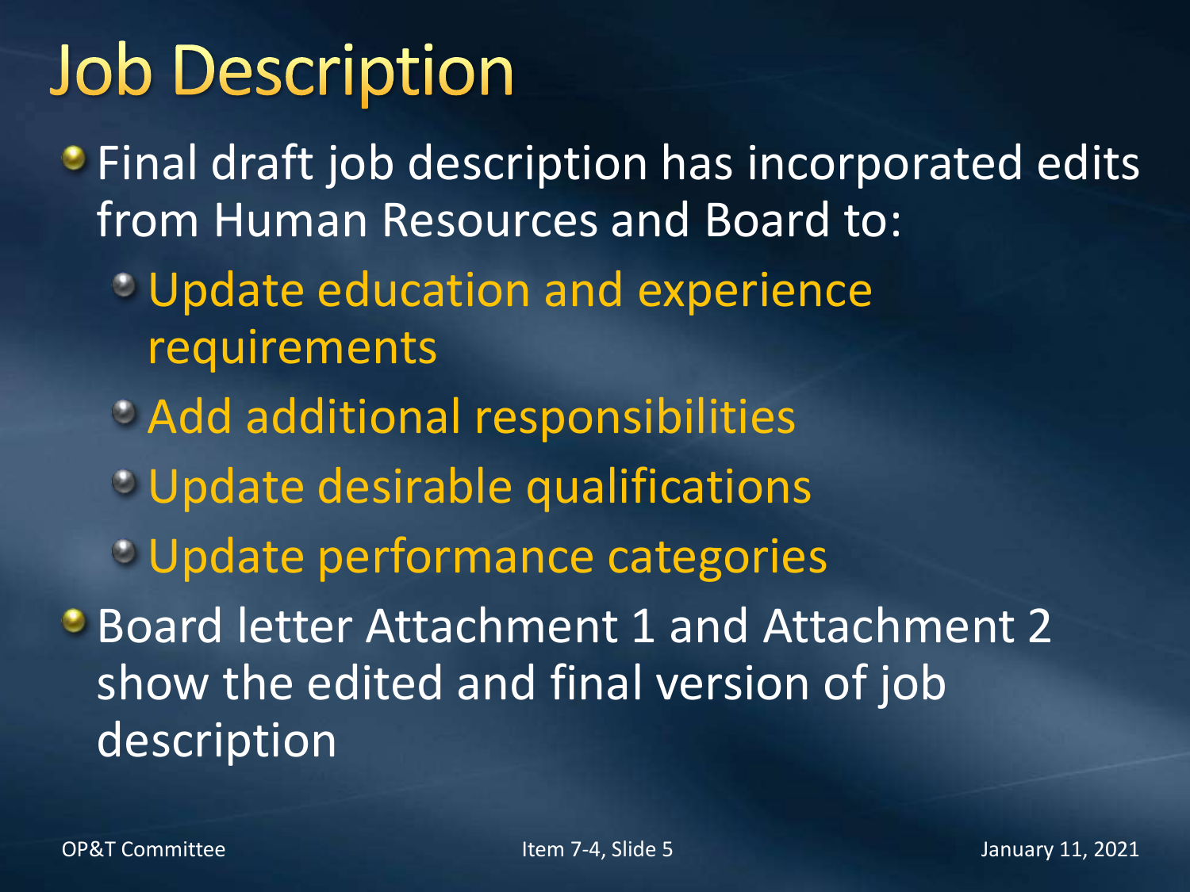# Job Description

- Final draft job description has incorporated edits from Human Resources and Board to:
  - Update education and experience requirements
  - Add additional responsibilities
  - Update desirable qualifications
  - Update performance categories
- Board letter Attachment 1 and Attachment 2 show the edited and final version of job description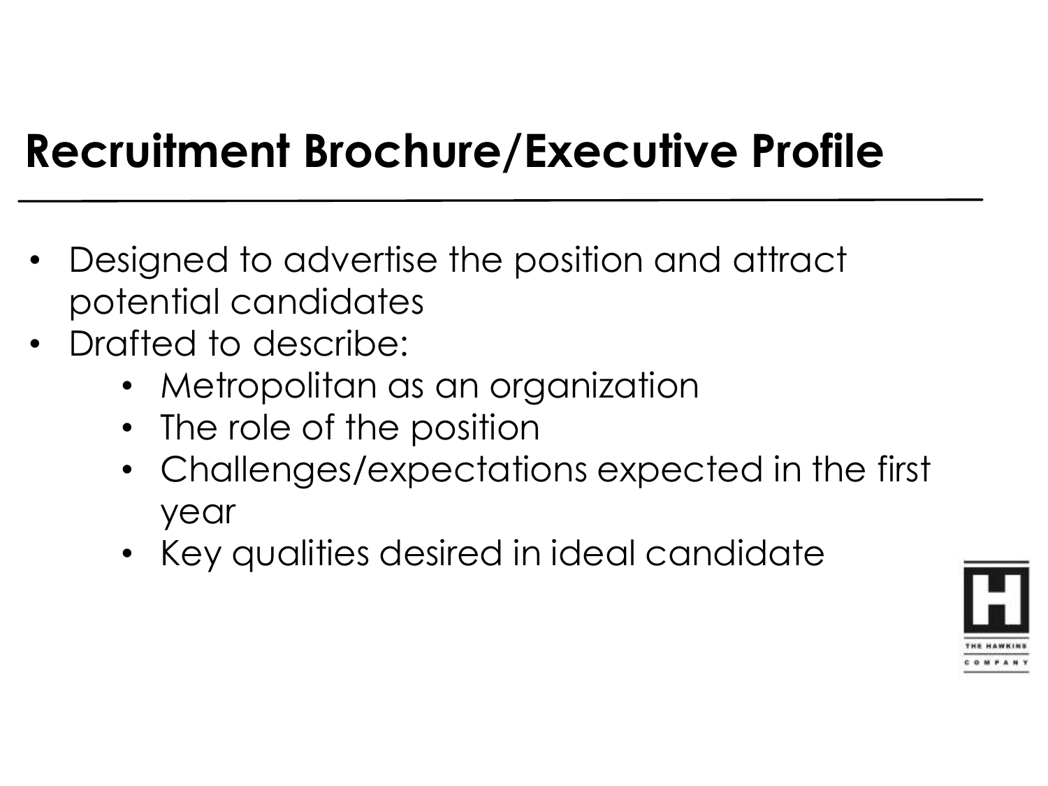# Recruitment Brochure/Executive Profile

- Designed to advertise the position and attract potential candidates
- Drafted to describe:
  - Metropolitan as an organization
  - The role of the position
  - Challenges/expectations expected in the first year
  - Key qualities desired in ideal candidate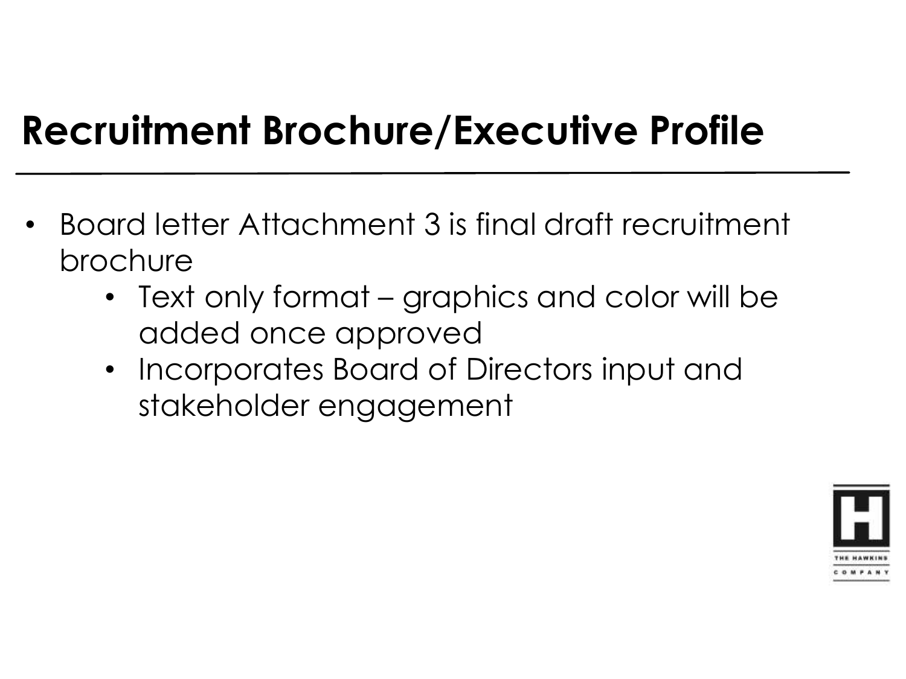# Recruitment Brochure/Executive Profile

- Board letter Attachment 3 is final draft recruitment brochure
  - Text only format – graphics and color will be added once approved
  - Incorporates Board of Directors input and stakeholder engagement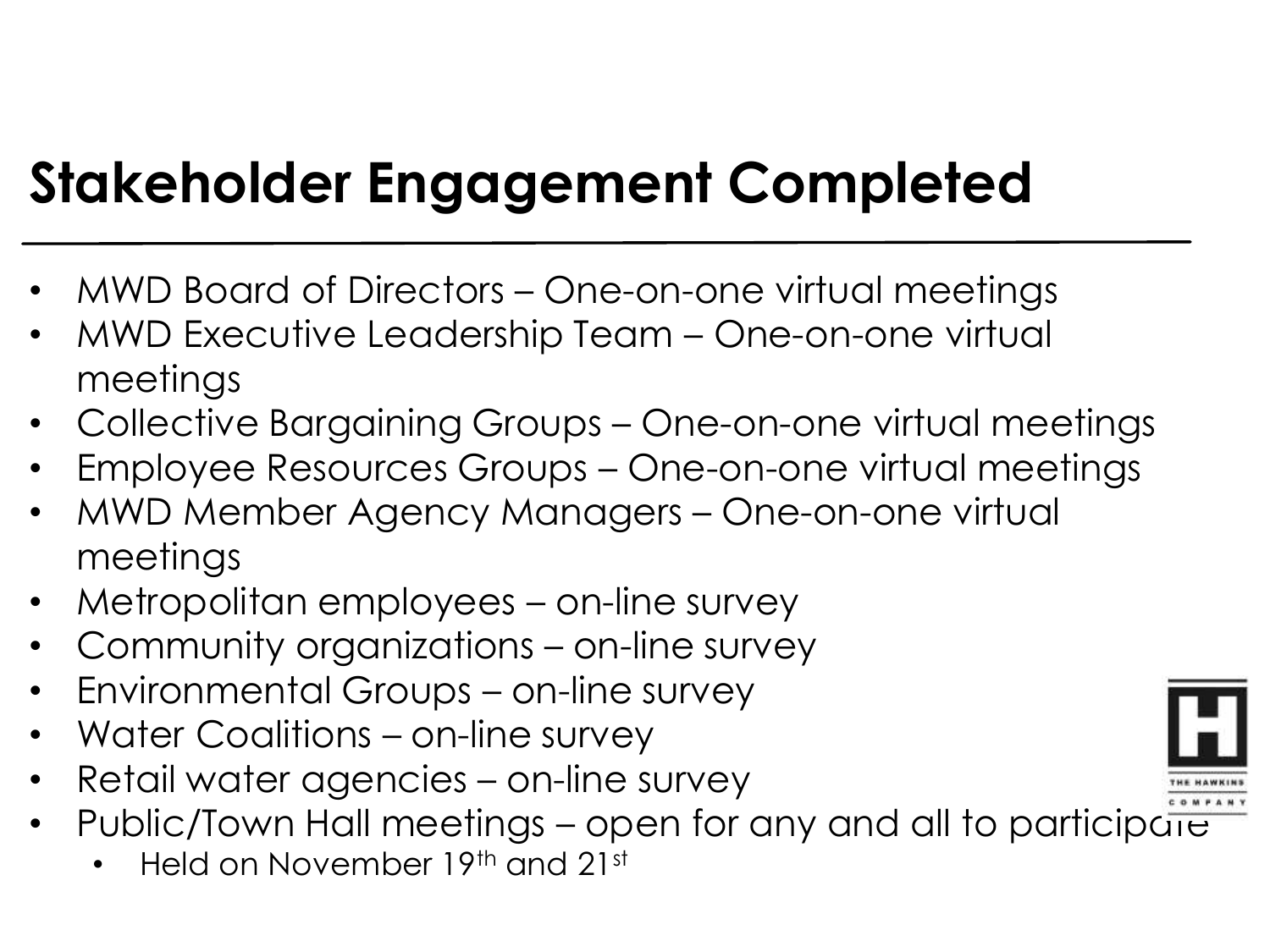# Stakeholder Engagement Completed

- MWD Board of Directors – One-on-one virtual meetings
- MWD Executive Leadership Team – One-on-one virtual meetings
- Collective Bargaining Groups – One-on-one virtual meetings
- Employee Resources Groups – One-on-one virtual meetings
- MWD Member Agency Managers – One-on-one virtual meetings
- Metropolitan employees – on-line survey
- Community organizations – on-line survey
- Environmental Groups – on-line survey
- Water Coalitions – on-line survey
- Retail water agencies – on-line survey
- Public/Town Hall meetings – open for any and all to participate
  - Held on November 19th and 21st

THE HAWKINS COMPANY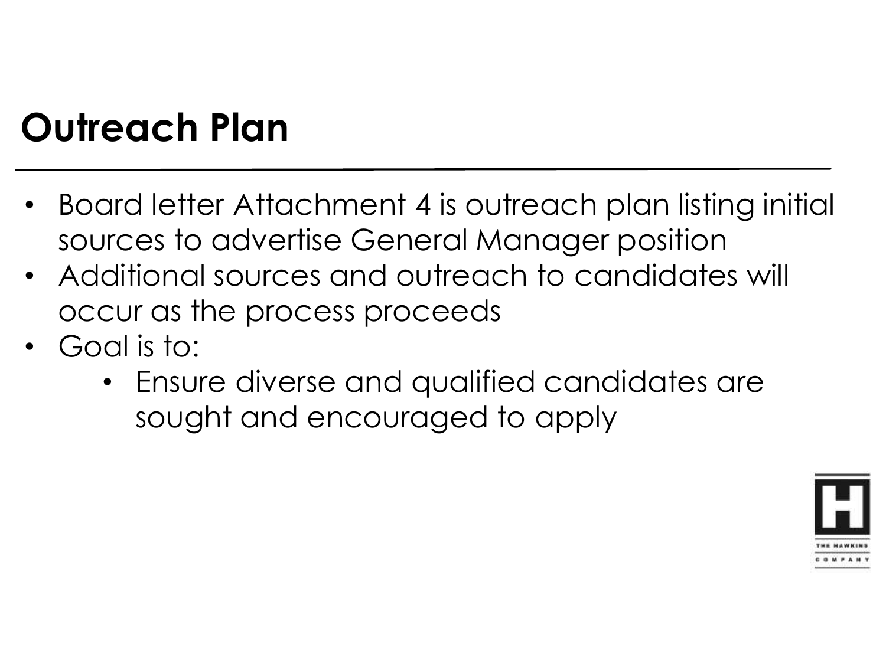# Outreach Plan

- Board letter Attachment 4 is outreach plan listing initial sources to advertise General Manager position
- Additional sources and outreach to candidates will occur as the process proceeds
- Goal is to:
    - Ensure diverse and qualified candidates are sought and encouraged to apply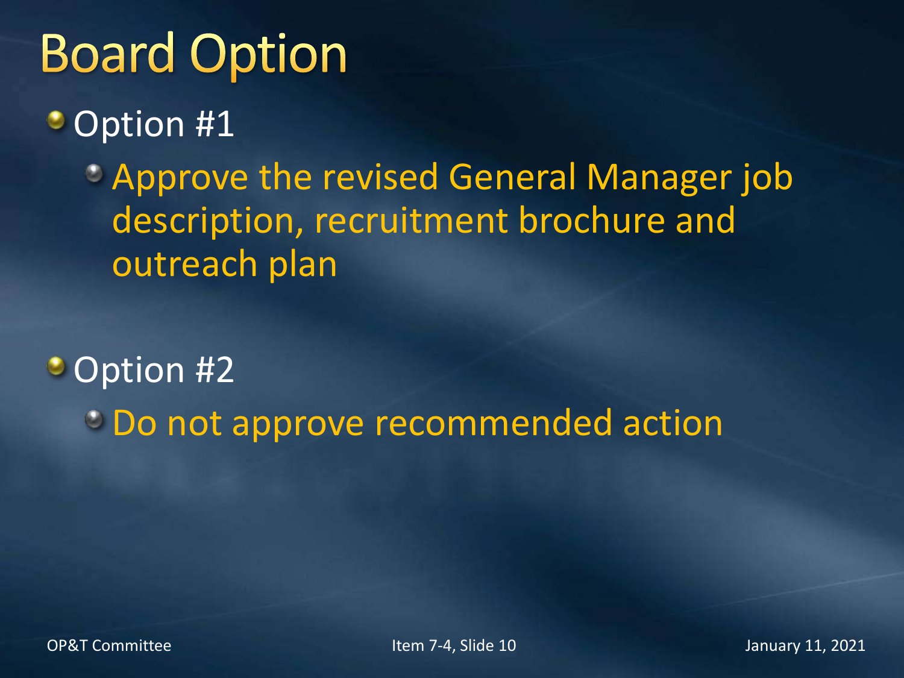# Board Option

- Option #1
  - Approve the revised General Manager job description, recruitment brochure and outreach plan
- Option #2
  - Do not approve recommended action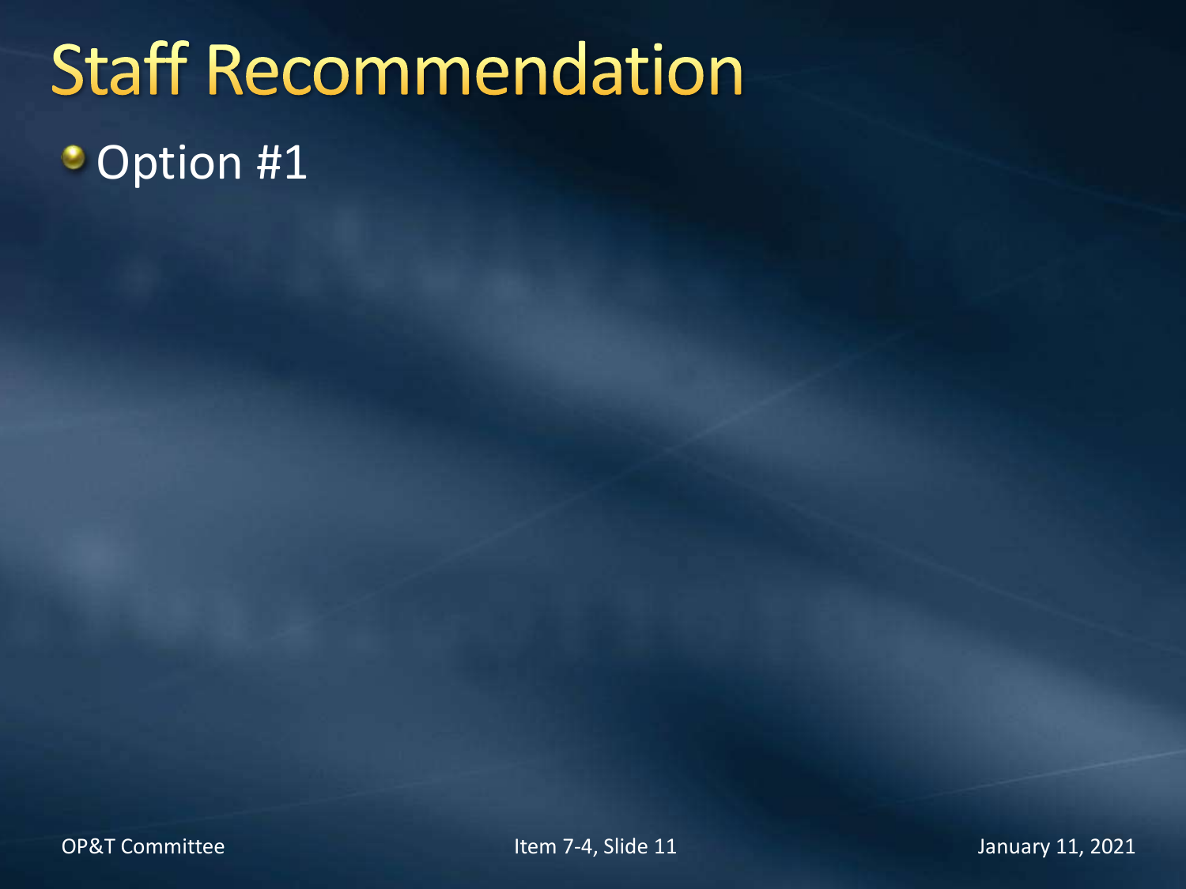# Staff Recommendation

- Option #1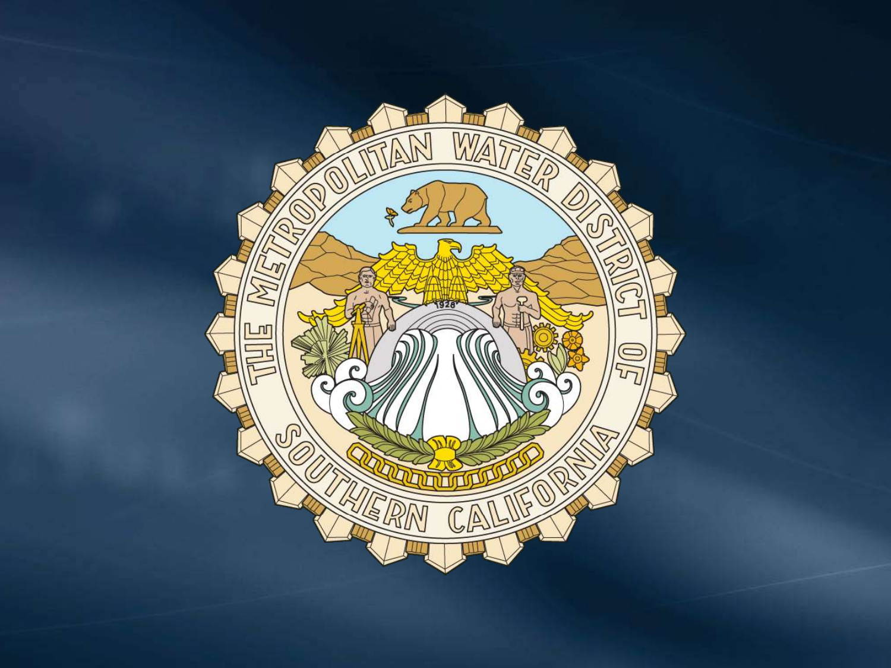THE METROPOLITAN WATER DISTRICT OF SOUTHERN CALIFORNIA

1928